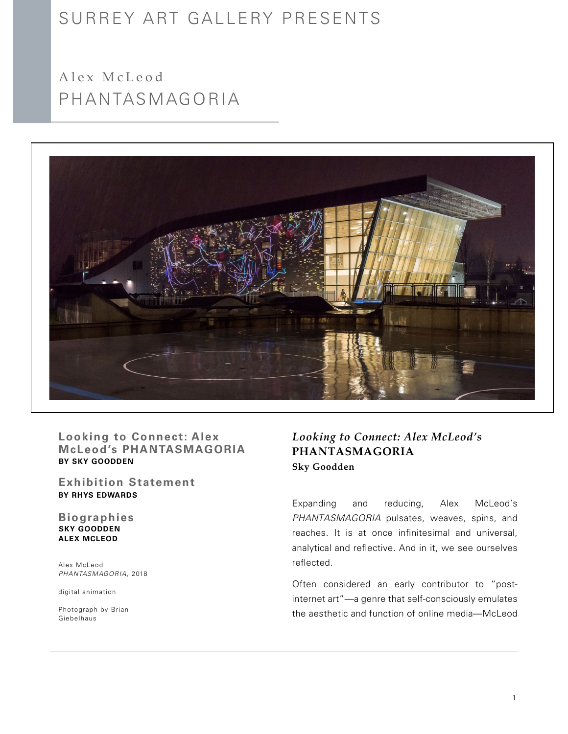SURREY ART GALLERY PRESENTS

# Alex McLeod
# PHANTASMAGORIA

**Looking to Connect: Alex McLeod's PHANTASMAGORIA**
**BY SKY GOODDEN**

**Exhibition Statement**
**BY RHYS EDWARDS**

**Biographies**
**SKY GOODDEN**
**ALEX MCLEOD**

Alex McLeod
*PHANTASMAGORIA*, 2018

digital animation

Photograph by Brian Giebelhaus

## *Looking to Connect: Alex McLeod's* PHANTASMAGORIA

**Sky Goodden**

Expanding and reducing, Alex McLeod's *PHANTASMAGORIA* pulsates, weaves, spins, and reaches. It is at once infinitesimal and universal, analytical and reflective. And in it, we see ourselves reflected.

Often considered an early contributor to "post-internet art"—a genre that self-consciously emulates the aesthetic and function of online media—McLeod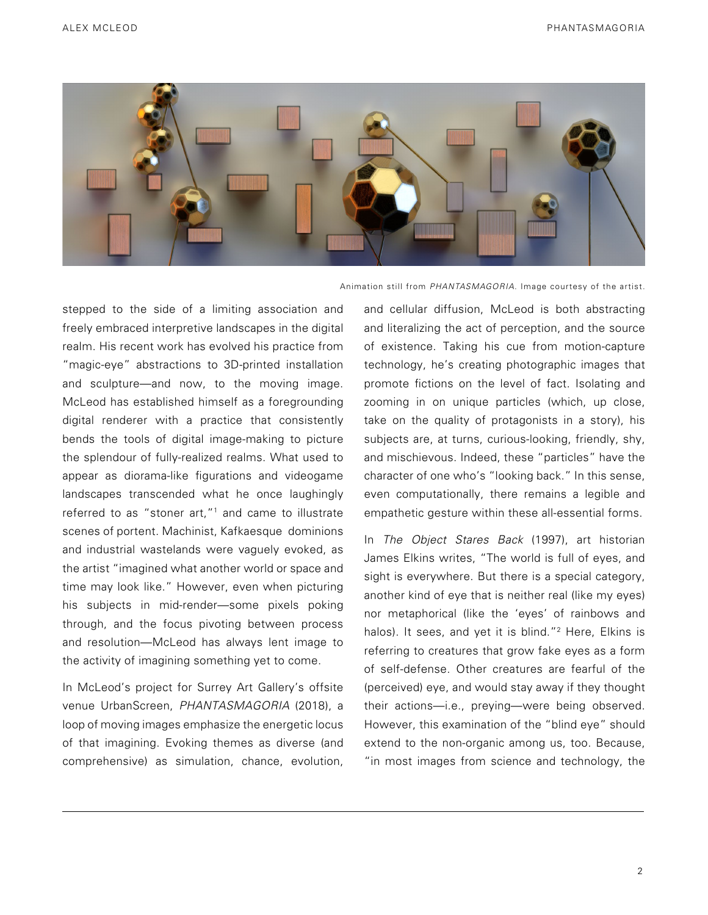Animation still from *PHANTASMAGORIA*. Image courtesy of the artist.

stepped to the side of a limiting association and freely embraced interpretive landscapes in the digital realm. His recent work has evolved his practice from "magic-eye" abstractions to 3D-printed installation and sculpture—and now, to the moving image. McLeod has established himself as a foregrounding digital renderer with a practice that consistently bends the tools of digital image-making to picture the splendour of fully-realized realms. What used to appear as diorama-like figurations and videogame landscapes transcended what he once laughingly referred to as "stoner art,"[1] and came to illustrate scenes of portent. Machinist, Kafkaesque dominions and industrial wastelands were vaguely evoked, as the artist "imagined what another world or space and time may look like." However, even when picturing his subjects in mid-render—some pixels poking through, and the focus pivoting between process and resolution—McLeod has always lent image to the activity of imagining something yet to come.

In McLeod's project for Surrey Art Gallery's offsite venue UrbanScreen, *PHANTASMAGORIA* (2018), a loop of moving images emphasize the energetic locus of that imagining. Evoking themes as diverse (and comprehensive) as simulation, chance, evolution, and cellular diffusion, McLeod is both abstracting and literalizing the act of perception, and the source of existence. Taking his cue from motion-capture technology, he's creating photographic images that promote fictions on the level of fact. Isolating and zooming in on unique particles (which, up close, take on the quality of protagonists in a story), his subjects are, at turns, curious-looking, friendly, shy, and mischievous. Indeed, these "particles" have the character of one who's "looking back." In this sense, even computationally, there remains a legible and empathetic gesture within these all-essential forms.

In *The Object Stares Back* (1997), art historian James Elkins writes, "The world is full of eyes, and sight is everywhere. But there is a special category, another kind of eye that is neither real (like my eyes) nor metaphorical (like the 'eyes' of rainbows and halos). It sees, and yet it is blind."[2] Here, Elkins is referring to creatures that grow fake eyes as a form of self-defense. Other creatures are fearful of the (perceived) eye, and would stay away if they thought their actions—i.e., preying—were being observed. However, this examination of the "blind eye" should extend to the non-organic among us, too. Because, "in most images from science and technology, the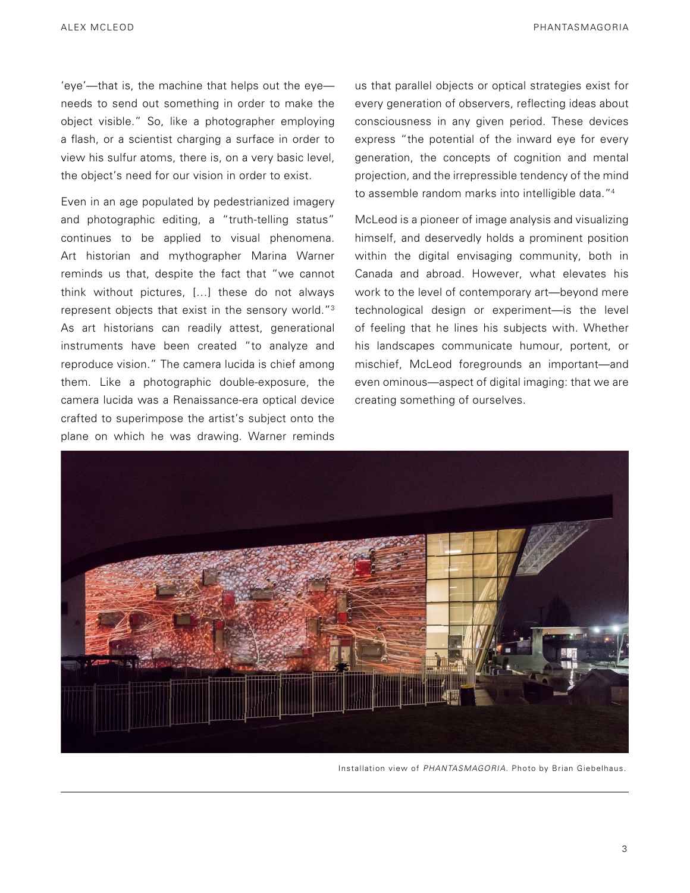'eye'—that is, the machine that helps out the eye—needs to send out something in order to make the object visible." So, like a photographer employing a flash, or a scientist charging a surface in order to view his sulfur atoms, there is, on a very basic level, the object's need for our vision in order to exist.

Even in an age populated by pedestrianized imagery and photographic editing, a "truth-telling status" continues to be applied to visual phenomena. Art historian and mythographer Marina Warner reminds us that, despite the fact that "we cannot think without pictures, [...] these do not always represent objects that exist in the sensory world."[3] As art historians can readily attest, generational instruments have been created "to analyze and reproduce vision." The camera lucida is chief among them. Like a photographic double-exposure, the camera lucida was a Renaissance-era optical device crafted to superimpose the artist's subject onto the plane on which he was drawing. Warner reminds us that parallel objects or optical strategies exist for every generation of observers, reflecting ideas about consciousness in any given period. These devices express "the potential of the inward eye for every generation, the concepts of cognition and mental projection, and the irrepressible tendency of the mind to assemble random marks into intelligible data."[4]

McLeod is a pioneer of image analysis and visualizing himself, and deservedly holds a prominent position within the digital envisaging community, both in Canada and abroad. However, what elevates his work to the level of contemporary art—beyond mere technological design or experiment—is the level of feeling that he lines his subjects with. Whether his landscapes communicate humour, portent, or mischief, McLeod foregrounds an important—and even ominous—aspect of digital imaging: that we are creating something of ourselves.

Installation view of *PHANTASMAGORIA*. Photo by Brian Giebelhaus.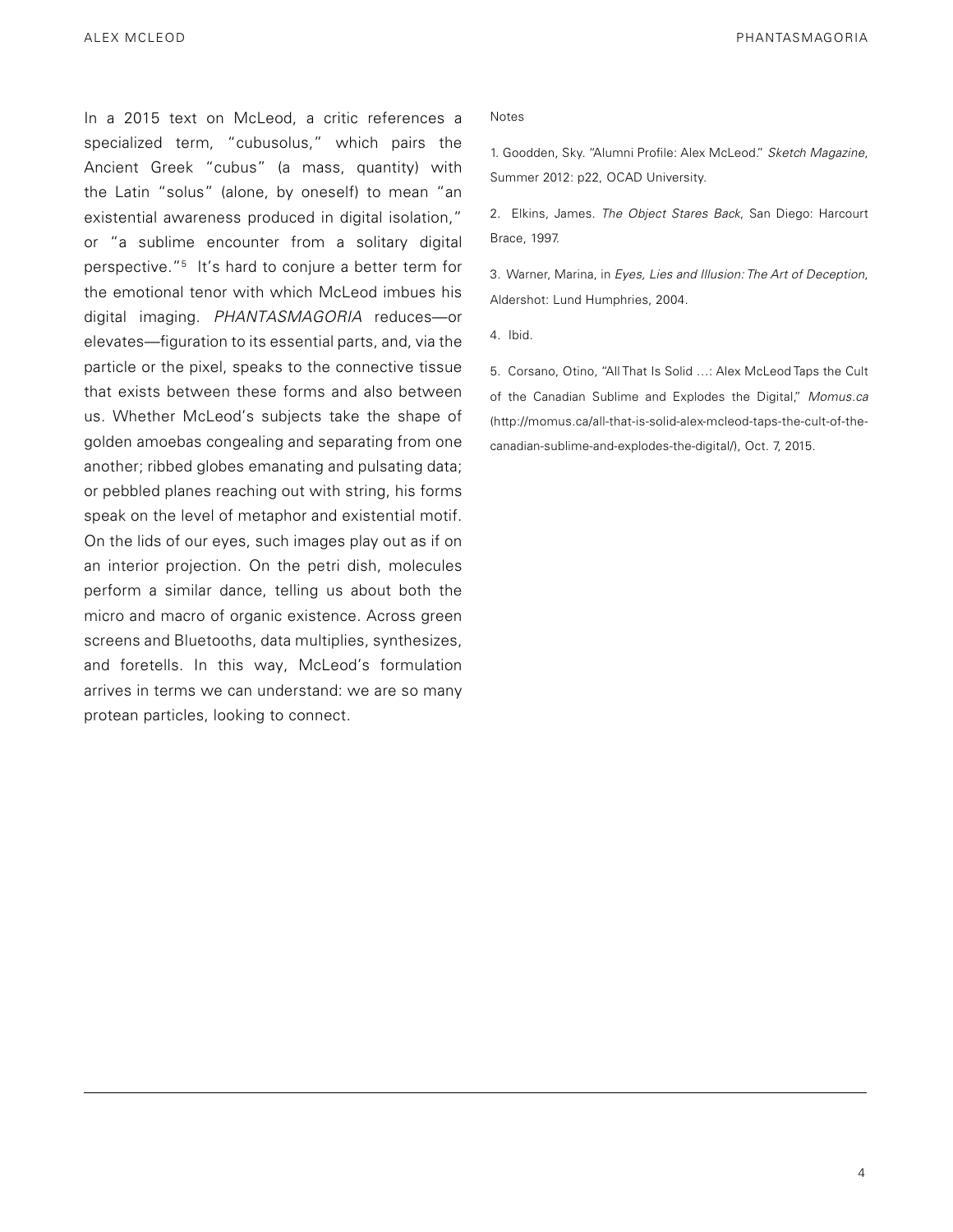In a 2015 text on McLeod, a critic references a specialized term, "cubusolus," which pairs the Ancient Greek "cubus" (a mass, quantity) with the Latin "solus" (alone, by oneself) to mean "an existential awareness produced in digital isolation," or "a sublime encounter from a solitary digital perspective."[5] It's hard to conjure a better term for the emotional tenor with which McLeod imbues his digital imaging. *PHANTASMAGORIA* reduces—or elevates—figuration to its essential parts, and, via the particle or the pixel, speaks to the connective tissue that exists between these forms and also between us. Whether McLeod's subjects take the shape of golden amoebas congealing and separating from one another; ribbed globes emanating and pulsating data; or pebbled planes reaching out with string, his forms speak on the level of metaphor and existential motif. On the lids of our eyes, such images play out as if on an interior projection. On the petri dish, molecules perform a similar dance, telling us about both the micro and macro of organic existence. Across green screens and Bluetooths, data multiplies, synthesizes, and foretells. In this way, McLeod's formulation arrives in terms we can understand: we are so many protean particles, looking to connect.

Notes

1. Goodden, Sky. "Alumni Profile: Alex McLeod." *Sketch Magazine*, Summer 2012: p22, OCAD University.

2. Elkins, James. *The Object Stares Back*, San Diego: Harcourt Brace, 1997.

3. Warner, Marina, in *Eyes, Lies and Illusion: The Art of Deception*, Aldershot: Lund Humphries, 2004.

4. Ibid.

5. Corsano, Otino, "All That Is Solid …: Alex McLeod Taps the Cult of the Canadian Sublime and Explodes the Digital," *Momus.ca* (http://momus.ca/all-that-is-solid-alex-mcleod-taps-the-cult-of-the-canadian-sublime-and-explodes-the-digital/), Oct. 7, 2015.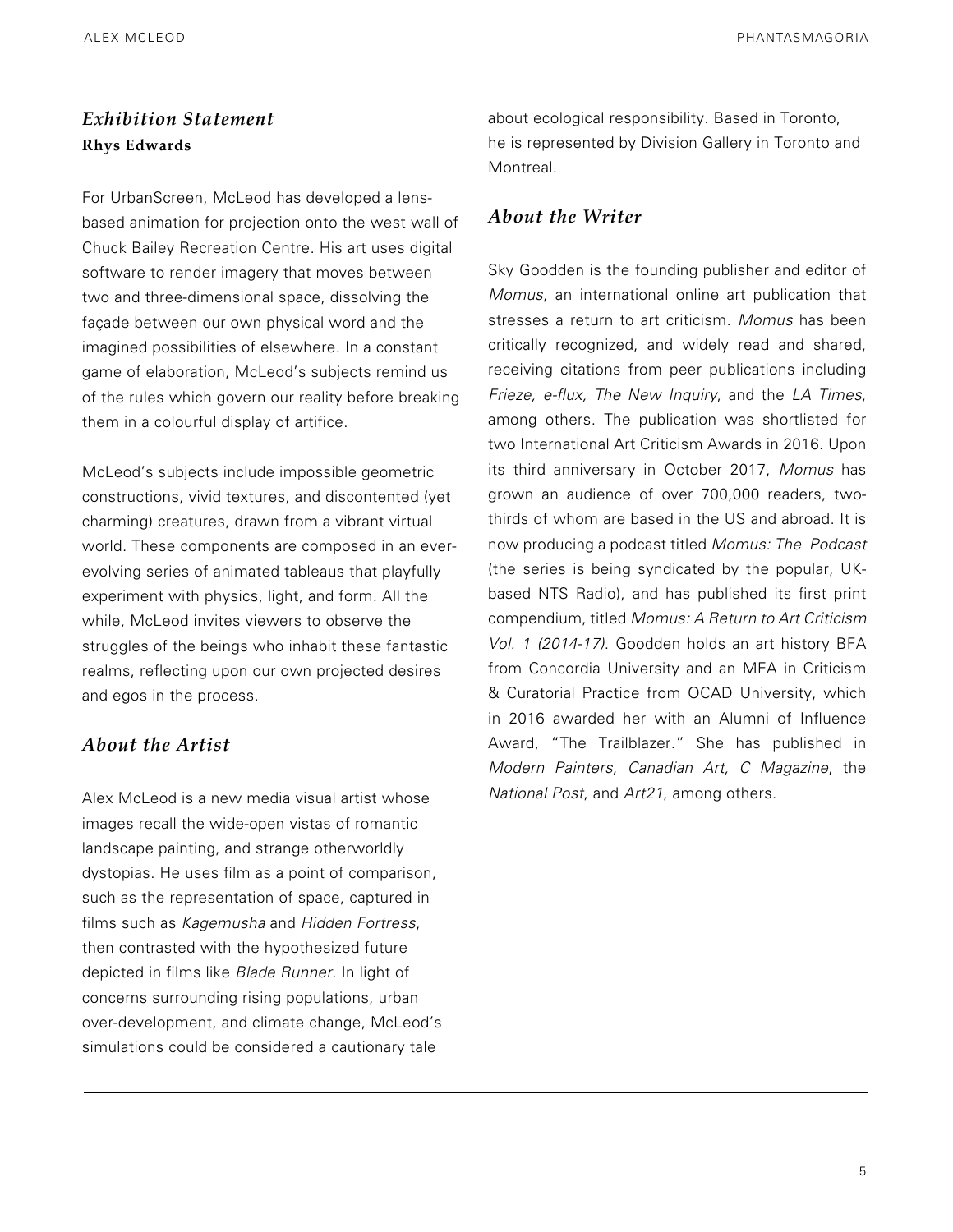## *Exhibition Statement*

**Rhys Edwards**

For UrbanScreen, McLeod has developed a lens-based animation for projection onto the west wall of Chuck Bailey Recreation Centre. His art uses digital software to render imagery that moves between two and three-dimensional space, dissolving the façade between our own physical word and the imagined possibilities of elsewhere. In a constant game of elaboration, McLeod's subjects remind us of the rules which govern our reality before breaking them in a colourful display of artifice.

McLeod's subjects include impossible geometric constructions, vivid textures, and discontented (yet charming) creatures, drawn from a vibrant virtual world. These components are composed in an ever-evolving series of animated tableaus that playfully experiment with physics, light, and form. All the while, McLeod invites viewers to observe the struggles of the beings who inhabit these fantastic realms, reflecting upon our own projected desires and egos in the process.

## *About the Artist*

Alex McLeod is a new media visual artist whose images recall the wide-open vistas of romantic landscape painting, and strange otherworldly dystopias. He uses film as a point of comparison, such as the representation of space, captured in films such as *Kagemusha* and *Hidden Fortress*, then contrasted with the hypothesized future depicted in films like *Blade Runner*. In light of concerns surrounding rising populations, urban over-development, and climate change, McLeod's simulations could be considered a cautionary tale about ecological responsibility. Based in Toronto, he is represented by Division Gallery in Toronto and Montreal.

## *About the Writer*

Sky Goodden is the founding publisher and editor of *Momus*, an international online art publication that stresses a return to art criticism. *Momus* has been critically recognized, and widely read and shared, receiving citations from peer publications including *Frieze, e-flux*, *The New Inquiry*, and the *LA Times*, among others. The publication was shortlisted for two International Art Criticism Awards in 2016. Upon its third anniversary in October 2017, *Momus* has grown an audience of over 700,000 readers, two-thirds of whom are based in the US and abroad. It is now producing a podcast titled *Momus: The Podcast* (the series is being syndicated by the popular, UK-based NTS Radio), and has published its first print compendium, titled *Momus: A Return to Art Criticism Vol. 1 (2014-17)*. Goodden holds an art history BFA from Concordia University and an MFA in Criticism & Curatorial Practice from OCAD University, which in 2016 awarded her with an Alumni of Influence Award, "The Trailblazer." She has published in *Modern Painters, Canadian Art, C Magazine*, the *National Post*, and *Art21*, among others.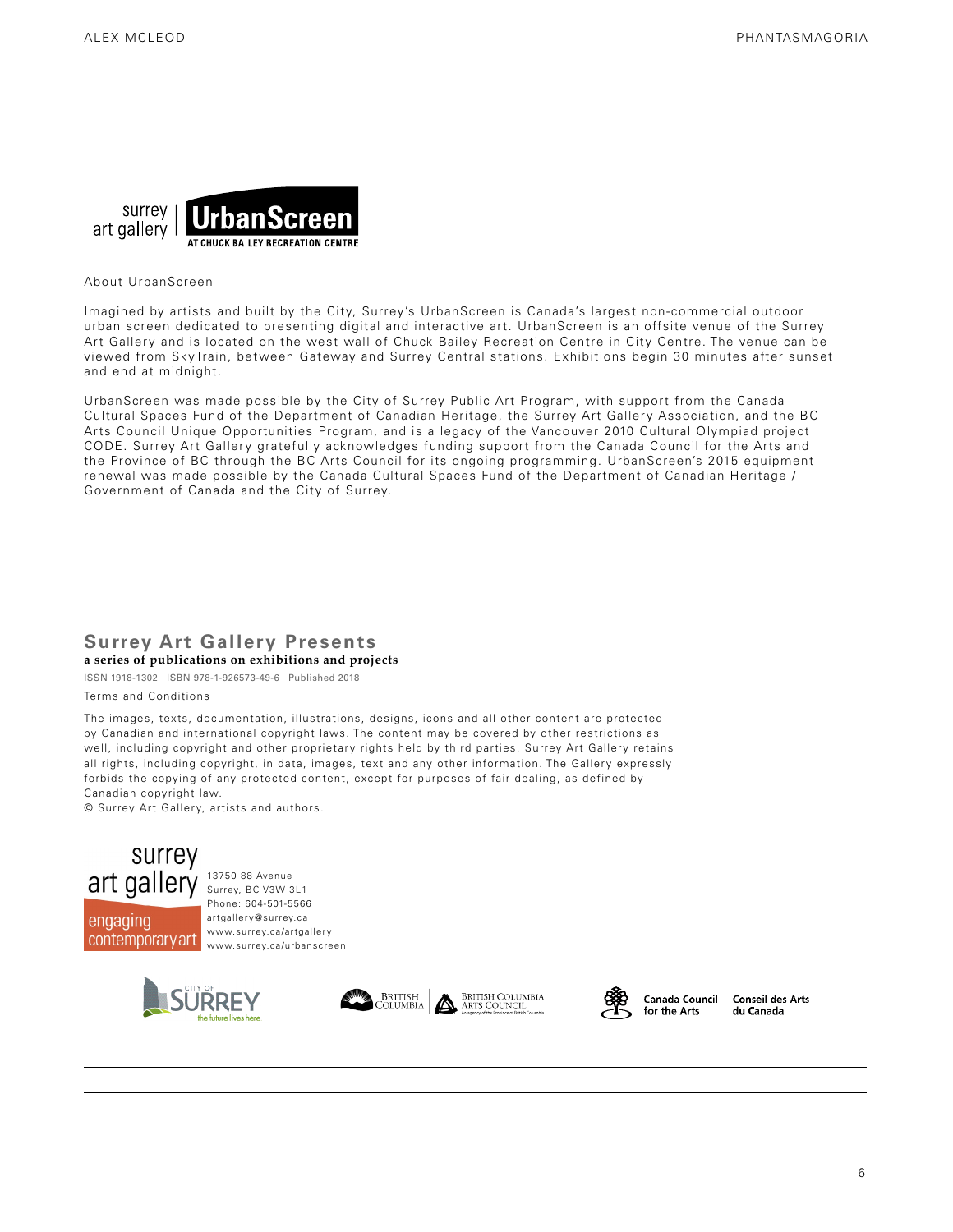About UrbanScreen

Imagined by artists and built by the City, Surrey's UrbanScreen is Canada's largest non-commercial outdoor urban screen dedicated to presenting digital and interactive art. UrbanScreen is an offsite venue of the Surrey Art Gallery and is located on the west wall of Chuck Bailey Recreation Centre in City Centre. The venue can be viewed from SkyTrain, between Gateway and Surrey Central stations. Exhibitions begin 30 minutes after sunset and end at midnight.

UrbanScreen was made possible by the City of Surrey Public Art Program, with support from the Canada Cultural Spaces Fund of the Department of Canadian Heritage, the Surrey Art Gallery Association, and the BC Arts Council Unique Opportunities Program, and is a legacy of the Vancouver 2010 Cultural Olympiad project CODE. Surrey Art Gallery gratefully acknowledges funding support from the Canada Council for the Arts and the Province of BC through the BC Arts Council for its ongoing programming. UrbanScreen's 2015 equipment renewal was made possible by the Canada Cultural Spaces Fund of the Department of Canadian Heritage / Government of Canada and the City of Surrey.

## Surrey Art Gallery Presents

**a series of publications on exhibitions and projects**

ISSN 1918-1302 ISBN 978-1-926573-49-6 Published 2018

Terms and Conditions

The images, texts, documentation, illustrations, designs, icons and all other content are protected by Canadian and international copyright laws. The content may be covered by other restrictions as well, including copyright and other proprietary rights held by third parties. Surrey Art Gallery retains all rights, including copyright, in data, images, text and any other information. The Gallery expressly forbids the copying of any protected content, except for purposes of fair dealing, as defined by Canadian copyright law.
© Surrey Art Gallery, artists and authors.

surrey art gallery
engaging contemporary art

13750 88 Avenue
Surrey, BC V3W 3L1
Phone: 604-501-5566
artgallery@surrey.ca
www.surrey.ca/artgallery
www.surrey.ca/urbanscreen

City of Surrey – the future lives here
British Columbia | British Columbia Arts Council – An agency of the Province of British Columbia
Canada Council for the Arts | Conseil des Arts du Canada